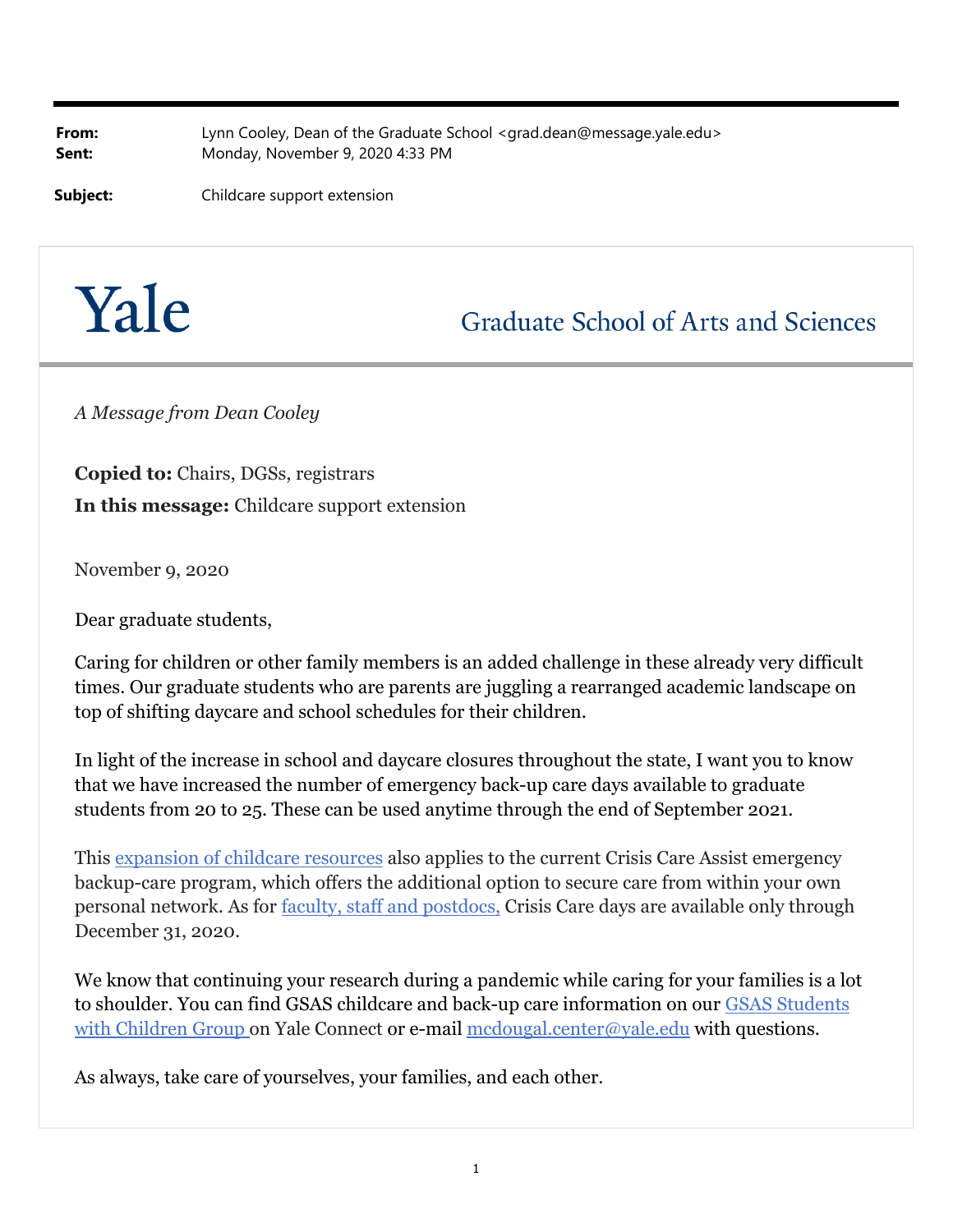**From:** Lynn Cooley, Dean of the Graduate School <grad.dean@message.yale.edu>
**Sent:** Monday, November 9, 2020 4:33 PM

**Subject:** Childcare support extension

Yale

Graduate School of Arts and Sciences

*A Message from Dean Cooley*

**Copied to:** Chairs, DGSs, registrars

**In this message:** Childcare support extension

November 9, 2020

Dear graduate students,

Caring for children or other family members is an added challenge in these already very difficult times. Our graduate students who are parents are juggling a rearranged academic landscape on top of shifting daycare and school schedules for their children.

In light of the increase in school and daycare closures throughout the state, I want you to know that we have increased the number of emergency back-up care days available to graduate students from 20 to 25. These can be used anytime through the end of September 2021.

This expansion of childcare resources also applies to the current Crisis Care Assist emergency backup-care program, which offers the additional option to secure care from within your own personal network. As for faculty, staff and postdocs, Crisis Care days are available only through December 31, 2020.

We know that continuing your research during a pandemic while caring for your families is a lot to shoulder. You can find GSAS childcare and back-up care information on our GSAS Students with Children Group on Yale Connect or e-mail mcdougal.center@yale.edu with questions.

As always, take care of yourselves, your families, and each other.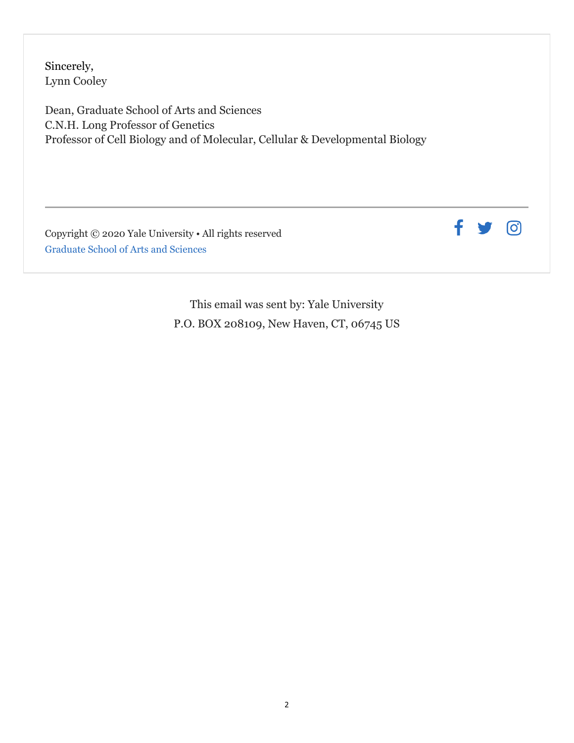Sincerely,
Lynn Cooley

Dean, Graduate School of Arts and Sciences
C.N.H. Long Professor of Genetics
Professor of Cell Biology and of Molecular, Cellular & Developmental Biology

---

Copyright © 2020 Yale University • All rights reserved
Graduate School of Arts and Sciences

This email was sent by: Yale University
P.O. BOX 208109, New Haven, CT, 06745 US